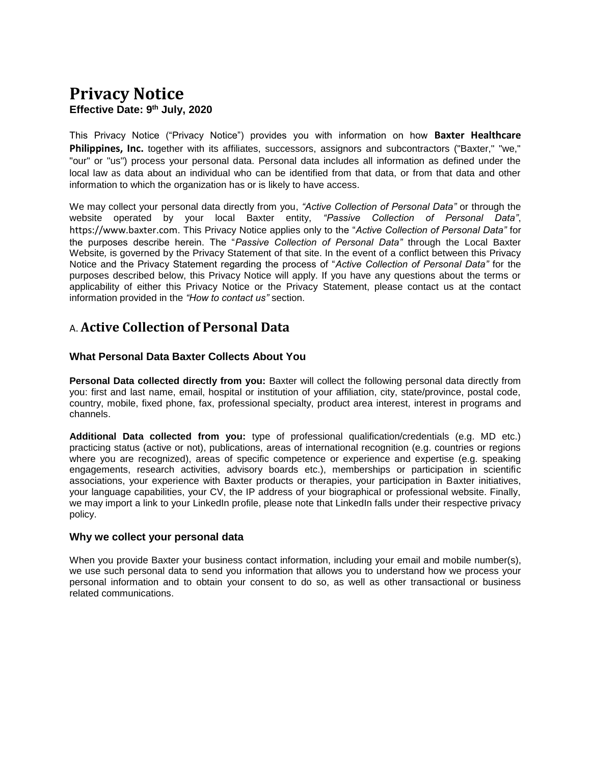# Privacy Notice

**Effective Date: 9th July, 2020**

This Privacy Notice ("Privacy Notice") provides you with information on how **Baxter Healthcare Philippines, Inc.** together with its affiliates, successors, assignors and subcontractors ("Baxter," "we," "our" or "us") process your personal data. Personal data includes all information as defined under the local law as data about an individual who can be identified from that data, or from that data and other information to which the organization has or is likely to have access.

We may collect your personal data directly from you, *"Active Collection of Personal Data"* or through the website operated by your local Baxter entity, *"Passive Collection of Personal Data"*, https://www.baxter.com. This Privacy Notice applies only to the "*Active Collection of Personal Data"* for the purposes describe herein. The "*Passive Collection of Personal Data"* through the Local Baxter Website, is governed by the Privacy Statement of that site. In the event of a conflict between this Privacy Notice and the Privacy Statement regarding the process of "*Active Collection of Personal Data"* for the purposes described below, this Privacy Notice will apply. If you have any questions about the terms or applicability of either this Privacy Notice or the Privacy Statement, please contact us at the contact information provided in the *"How to contact us"* section.

## A. Active Collection of Personal Data

### What Personal Data Baxter Collects About You

**Personal Data collected directly from you:** Baxter will collect the following personal data directly from you: first and last name, email, hospital or institution of your affiliation, city, state/province, postal code, country, mobile, fixed phone, fax, professional specialty, product area interest, interest in programs and channels.

**Additional Data collected from you:** type of professional qualification/credentials (e.g. MD etc.) practicing status (active or not), publications, areas of international recognition (e.g. countries or regions where you are recognized), areas of specific competence or experience and expertise (e.g. speaking engagements, research activities, advisory boards etc.), memberships or participation in scientific associations, your experience with Baxter products or therapies, your participation in Baxter initiatives, your language capabilities, your CV, the IP address of your biographical or professional website. Finally, we may import a link to your LinkedIn profile, please note that LinkedIn falls under their respective privacy policy.

### Why we collect your personal data

When you provide Baxter your business contact information, including your email and mobile number(s), we use such personal data to send you information that allows you to understand how we process your personal information and to obtain your consent to do so, as well as other transactional or business related communications.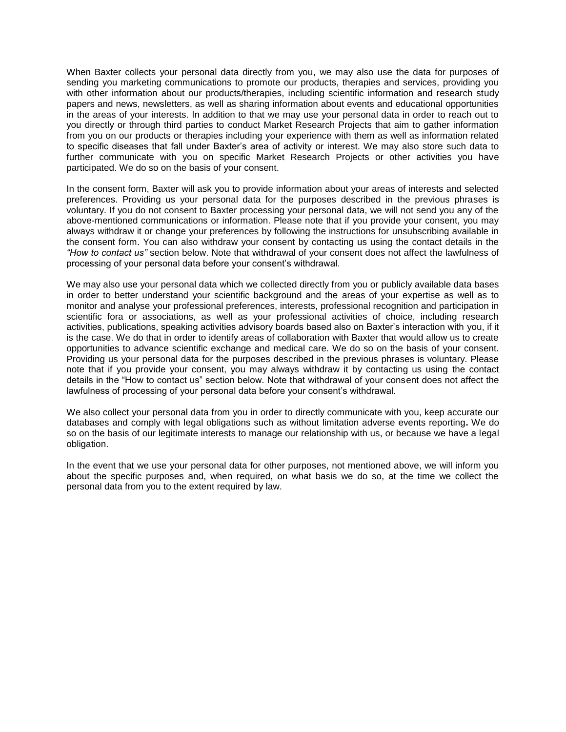When Baxter collects your personal data directly from you, we may also use the data for purposes of sending you marketing communications to promote our products, therapies and services, providing you with other information about our products/therapies, including scientific information and research study papers and news, newsletters, as well as sharing information about events and educational opportunities in the areas of your interests. In addition to that we may use your personal data in order to reach out to you directly or through third parties to conduct Market Research Projects that aim to gather information from you on our products or therapies including your experience with them as well as information related to specific diseases that fall under Baxter's area of activity or interest. We may also store such data to further communicate with you on specific Market Research Projects or other activities you have participated. We do so on the basis of your consent.

In the consent form, Baxter will ask you to provide information about your areas of interests and selected preferences. Providing us your personal data for the purposes described in the previous phrases is voluntary. If you do not consent to Baxter processing your personal data, we will not send you any of the above-mentioned communications or information. Please note that if you provide your consent, you may always withdraw it or change your preferences by following the instructions for unsubscribing available in the consent form. You can also withdraw your consent by contacting us using the contact details in the *"How to contact us"* section below. Note that withdrawal of your consent does not affect the lawfulness of processing of your personal data before your consent's withdrawal.

We may also use your personal data which we collected directly from you or publicly available data bases in order to better understand your scientific background and the areas of your expertise as well as to monitor and analyse your professional preferences, interests, professional recognition and participation in scientific fora or associations, as well as your professional activities of choice, including research activities, publications, speaking activities advisory boards based also on Baxter's interaction with you, if it is the case. We do that in order to identify areas of collaboration with Baxter that would allow us to create opportunities to advance scientific exchange and medical care. We do so on the basis of your consent. Providing us your personal data for the purposes described in the previous phrases is voluntary. Please note that if you provide your consent, you may always withdraw it by contacting us using the contact details in the "How to contact us" section below. Note that withdrawal of your consent does not affect the lawfulness of processing of your personal data before your consent's withdrawal.

We also collect your personal data from you in order to directly communicate with you, keep accurate our databases and comply with legal obligations such as without limitation adverse events reporting**.** We do so on the basis of our legitimate interests to manage our relationship with us, or because we have a legal obligation.

In the event that we use your personal data for other purposes, not mentioned above, we will inform you about the specific purposes and, when required, on what basis we do so, at the time we collect the personal data from you to the extent required by law.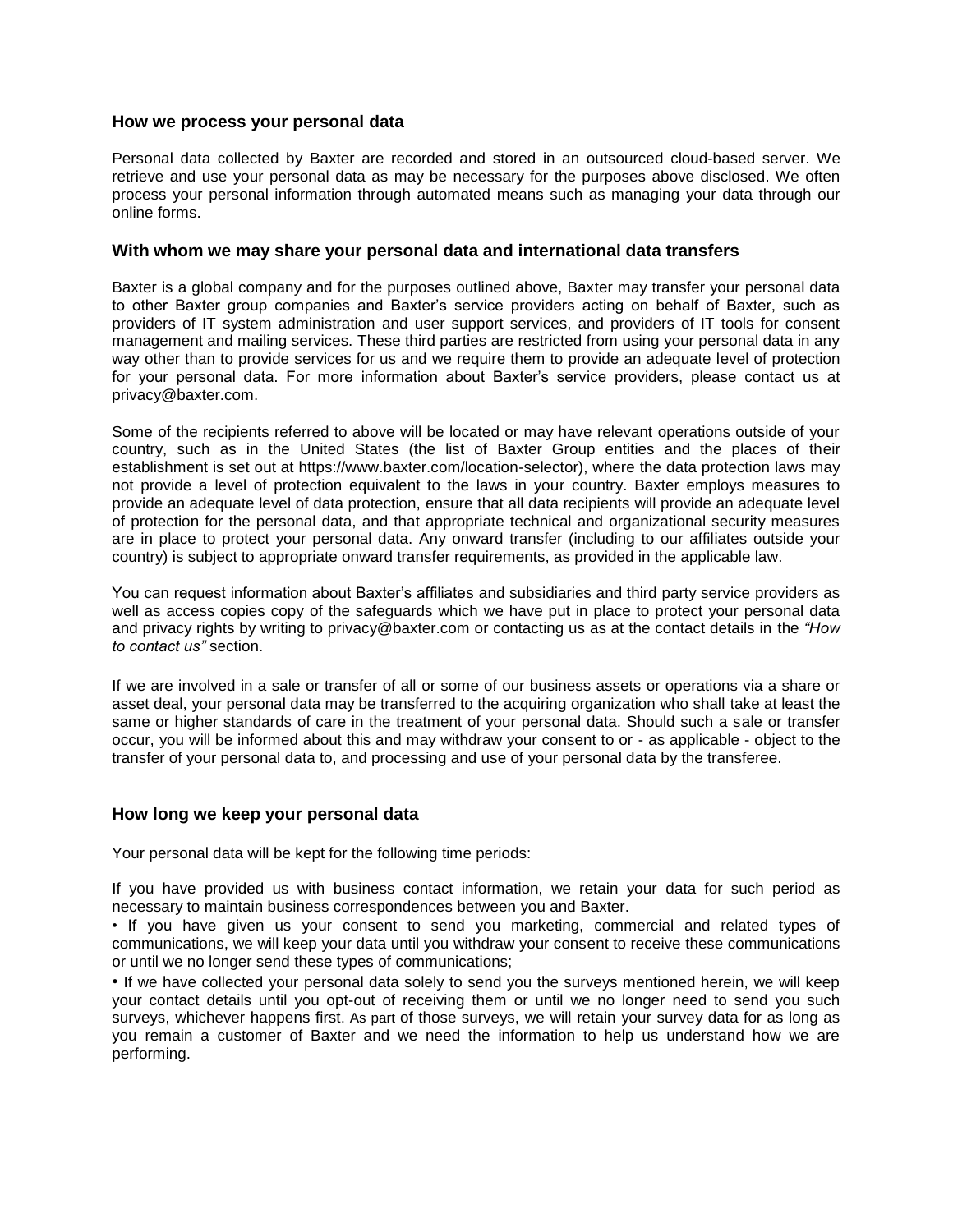## How we process your personal data

Personal data collected by Baxter are recorded and stored in an outsourced cloud-based server. We retrieve and use your personal data as may be necessary for the purposes above disclosed. We often process your personal information through automated means such as managing your data through our online forms.

## With whom we may share your personal data and international data transfers

Baxter is a global company and for the purposes outlined above, Baxter may transfer your personal data to other Baxter group companies and Baxter's service providers acting on behalf of Baxter, such as providers of IT system administration and user support services, and providers of IT tools for consent management and mailing services. These third parties are restricted from using your personal data in any way other than to provide services for us and we require them to provide an adequate level of protection for your personal data. For more information about Baxter's service providers, please contact us at privacy@baxter.com.

Some of the recipients referred to above will be located or may have relevant operations outside of your country, such as in the United States (the list of Baxter Group entities and the places of their establishment is set out at https://www.baxter.com/location-selector), where the data protection laws may not provide a level of protection equivalent to the laws in your country. Baxter employs measures to provide an adequate level of data protection, ensure that all data recipients will provide an adequate level of protection for the personal data, and that appropriate technical and organizational security measures are in place to protect your personal data. Any onward transfer (including to our affiliates outside your country) is subject to appropriate onward transfer requirements, as provided in the applicable law.

You can request information about Baxter's affiliates and subsidiaries and third party service providers as well as access copies copy of the safeguards which we have put in place to protect your personal data and privacy rights by writing to privacy@baxter.com or contacting us as at the contact details in the *"How to contact us"* section.

If we are involved in a sale or transfer of all or some of our business assets or operations via a share or asset deal, your personal data may be transferred to the acquiring organization who shall take at least the same or higher standards of care in the treatment of your personal data. Should such a sale or transfer occur, you will be informed about this and may withdraw your consent to or - as applicable - object to the transfer of your personal data to, and processing and use of your personal data by the transferee.

## How long we keep your personal data

Your personal data will be kept for the following time periods:

If you have provided us with business contact information, we retain your data for such period as necessary to maintain business correspondences between you and Baxter.

- If you have given us your consent to send you marketing, commercial and related types of communications, we will keep your data until you withdraw your consent to receive these communications or until we no longer send these types of communications;
- If we have collected your personal data solely to send you the surveys mentioned herein, we will keep your contact details until you opt-out of receiving them or until we no longer need to send you such surveys, whichever happens first. As part of those surveys, we will retain your survey data for as long as you remain a customer of Baxter and we need the information to help us understand how we are performing.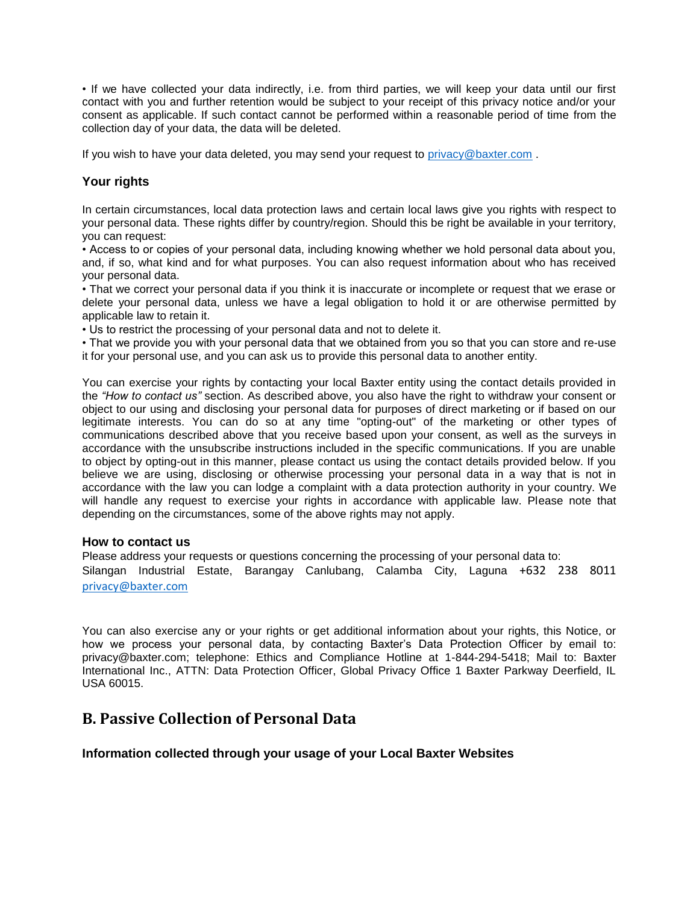• If we have collected your data indirectly, i.e. from third parties, we will keep your data until our first contact with you and further retention would be subject to your receipt of this privacy notice and/or your consent as applicable. If such contact cannot be performed within a reasonable period of time from the collection day of your data, the data will be deleted.

If you wish to have your data deleted, you may send your request to privacy@baxter.com .

### Your rights

In certain circumstances, local data protection laws and certain local laws give you rights with respect to your personal data. These rights differ by country/region. Should this be right be available in your territory, you can request:

• Access to or copies of your personal data, including knowing whether we hold personal data about you, and, if so, what kind and for what purposes. You can also request information about who has received your personal data.

• That we correct your personal data if you think it is inaccurate or incomplete or request that we erase or delete your personal data, unless we have a legal obligation to hold it or are otherwise permitted by applicable law to retain it.

• Us to restrict the processing of your personal data and not to delete it.

• That we provide you with your personal data that we obtained from you so that you can store and re-use it for your personal use, and you can ask us to provide this personal data to another entity.

You can exercise your rights by contacting your local Baxter entity using the contact details provided in the *"How to contact us"* section. As described above, you also have the right to withdraw your consent or object to our using and disclosing your personal data for purposes of direct marketing or if based on our legitimate interests. You can do so at any time "opting-out" of the marketing or other types of communications described above that you receive based upon your consent, as well as the surveys in accordance with the unsubscribe instructions included in the specific communications. If you are unable to object by opting-out in this manner, please contact us using the contact details provided below. If you believe we are using, disclosing or otherwise processing your personal data in a way that is not in accordance with the law you can lodge a complaint with a data protection authority in your country. We will handle any request to exercise your rights in accordance with applicable law. Please note that depending on the circumstances, some of the above rights may not apply.

### How to contact us

Please address your requests or questions concerning the processing of your personal data to:
Silangan Industrial Estate, Barangay Canlubang, Calamba City, Laguna +632 238 8011
privacy@baxter.com

You can also exercise any or your rights or get additional information about your rights, this Notice, or how we process your personal data, by contacting Baxter's Data Protection Officer by email to: privacy@baxter.com; telephone: Ethics and Compliance Hotline at 1-844-294-5418; Mail to: Baxter International Inc., ATTN: Data Protection Officer, Global Privacy Office 1 Baxter Parkway Deerfield, IL USA 60015.

## B. Passive Collection of Personal Data

### Information collected through your usage of your Local Baxter Websites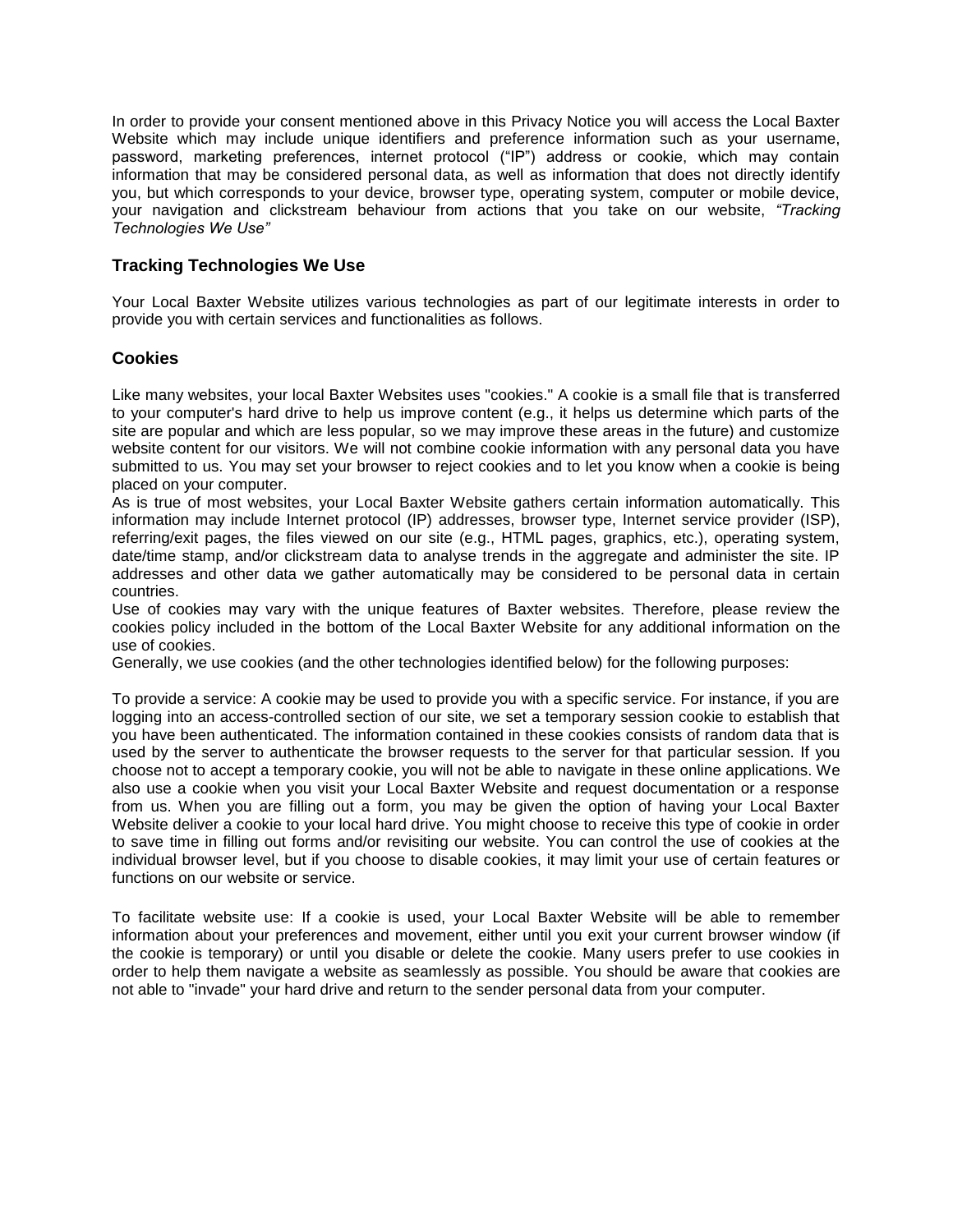In order to provide your consent mentioned above in this Privacy Notice you will access the Local Baxter Website which may include unique identifiers and preference information such as your username, password, marketing preferences, internet protocol ("IP") address or cookie, which may contain information that may be considered personal data, as well as information that does not directly identify you, but which corresponds to your device, browser type, operating system, computer or mobile device, your navigation and clickstream behaviour from actions that you take on our website, *"Tracking Technologies We Use"*

### Tracking Technologies We Use

Your Local Baxter Website utilizes various technologies as part of our legitimate interests in order to provide you with certain services and functionalities as follows.

### Cookies

Like many websites, your local Baxter Websites uses "cookies." A cookie is a small file that is transferred to your computer's hard drive to help us improve content (e.g., it helps us determine which parts of the site are popular and which are less popular, so we may improve these areas in the future) and customize website content for our visitors. We will not combine cookie information with any personal data you have submitted to us. You may set your browser to reject cookies and to let you know when a cookie is being placed on your computer.

As is true of most websites, your Local Baxter Website gathers certain information automatically. This information may include Internet protocol (IP) addresses, browser type, Internet service provider (ISP), referring/exit pages, the files viewed on our site (e.g., HTML pages, graphics, etc.), operating system, date/time stamp, and/or clickstream data to analyse trends in the aggregate and administer the site. IP addresses and other data we gather automatically may be considered to be personal data in certain countries.

Use of cookies may vary with the unique features of Baxter websites. Therefore, please review the cookies policy included in the bottom of the Local Baxter Website for any additional information on the use of cookies.

Generally, we use cookies (and the other technologies identified below) for the following purposes:

To provide a service: A cookie may be used to provide you with a specific service. For instance, if you are logging into an access-controlled section of our site, we set a temporary session cookie to establish that you have been authenticated. The information contained in these cookies consists of random data that is used by the server to authenticate the browser requests to the server for that particular session. If you choose not to accept a temporary cookie, you will not be able to navigate in these online applications. We also use a cookie when you visit your Local Baxter Website and request documentation or a response from us. When you are filling out a form, you may be given the option of having your Local Baxter Website deliver a cookie to your local hard drive. You might choose to receive this type of cookie in order to save time in filling out forms and/or revisiting our website. You can control the use of cookies at the individual browser level, but if you choose to disable cookies, it may limit your use of certain features or functions on our website or service.

To facilitate website use: If a cookie is used, your Local Baxter Website will be able to remember information about your preferences and movement, either until you exit your current browser window (if the cookie is temporary) or until you disable or delete the cookie. Many users prefer to use cookies in order to help them navigate a website as seamlessly as possible. You should be aware that cookies are not able to "invade" your hard drive and return to the sender personal data from your computer.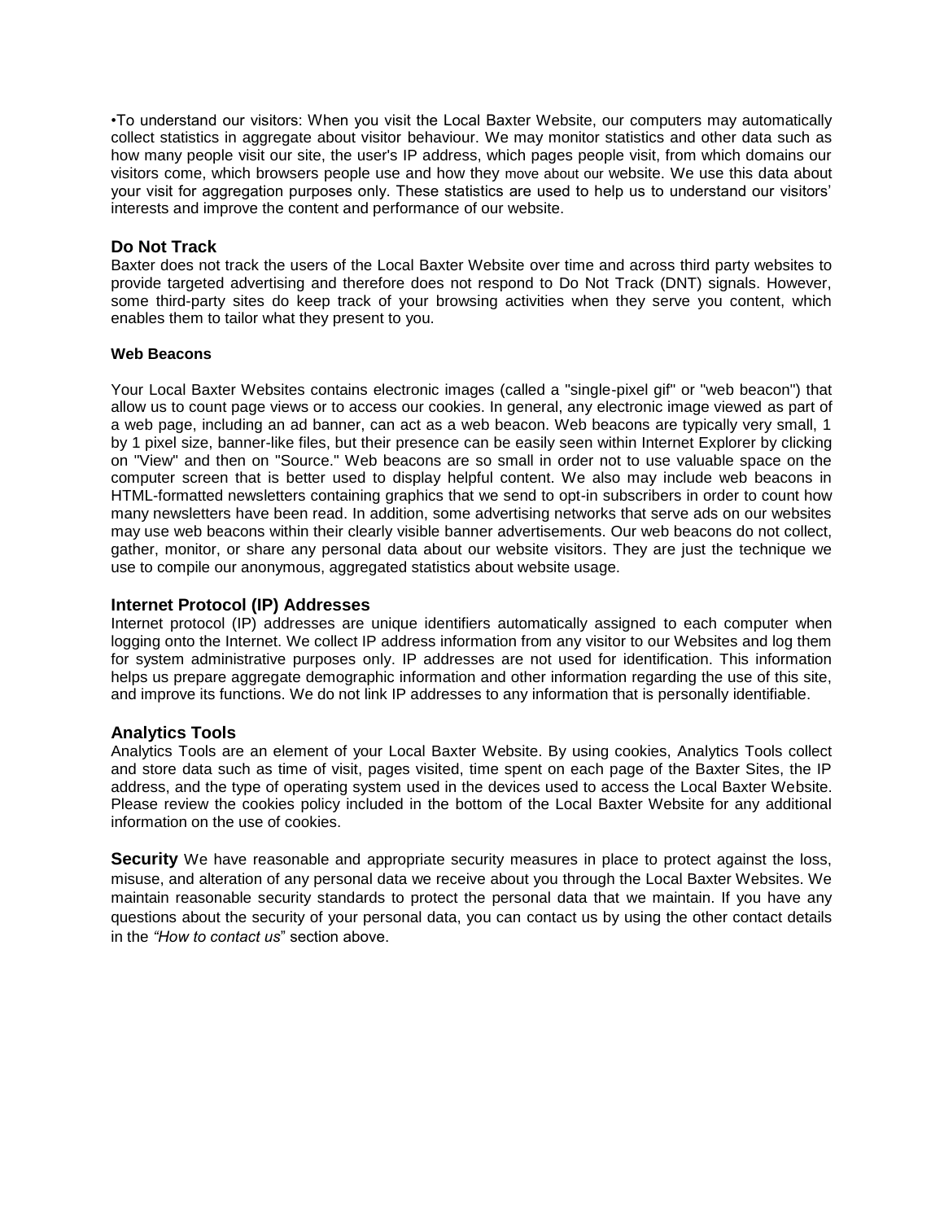•To understand our visitors: When you visit the Local Baxter Website, our computers may automatically collect statistics in aggregate about visitor behaviour. We may monitor statistics and other data such as how many people visit our site, the user's IP address, which pages people visit, from which domains our visitors come, which browsers people use and how they move about our website. We use this data about your visit for aggregation purposes only. These statistics are used to help us to understand our visitors' interests and improve the content and performance of our website.

### Do Not Track

Baxter does not track the users of the Local Baxter Website over time and across third party websites to provide targeted advertising and therefore does not respond to Do Not Track (DNT) signals. However, some third-party sites do keep track of your browsing activities when they serve you content, which enables them to tailor what they present to you.

#### Web Beacons

Your Local Baxter Websites contains electronic images (called a "single-pixel gif" or "web beacon") that allow us to count page views or to access our cookies. In general, any electronic image viewed as part of a web page, including an ad banner, can act as a web beacon. Web beacons are typically very small, 1 by 1 pixel size, banner-like files, but their presence can be easily seen within Internet Explorer by clicking on "View" and then on "Source." Web beacons are so small in order not to use valuable space on the computer screen that is better used to display helpful content. We also may include web beacons in HTML-formatted newsletters containing graphics that we send to opt-in subscribers in order to count how many newsletters have been read. In addition, some advertising networks that serve ads on our websites may use web beacons within their clearly visible banner advertisements. Our web beacons do not collect, gather, monitor, or share any personal data about our website visitors. They are just the technique we use to compile our anonymous, aggregated statistics about website usage.

### Internet Protocol (IP) Addresses

Internet protocol (IP) addresses are unique identifiers automatically assigned to each computer when logging onto the Internet. We collect IP address information from any visitor to our Websites and log them for system administrative purposes only. IP addresses are not used for identification. This information helps us prepare aggregate demographic information and other information regarding the use of this site, and improve its functions. We do not link IP addresses to any information that is personally identifiable.

### Analytics Tools

Analytics Tools are an element of your Local Baxter Website. By using cookies, Analytics Tools collect and store data such as time of visit, pages visited, time spent on each page of the Baxter Sites, the IP address, and the type of operating system used in the devices used to access the Local Baxter Website. Please review the cookies policy included in the bottom of the Local Baxter Website for any additional information on the use of cookies.

**Security** We have reasonable and appropriate security measures in place to protect against the loss, misuse, and alteration of any personal data we receive about you through the Local Baxter Websites. We maintain reasonable security standards to protect the personal data that we maintain. If you have any questions about the security of your personal data, you can contact us by using the other contact details in the *"How to contact us*" section above.